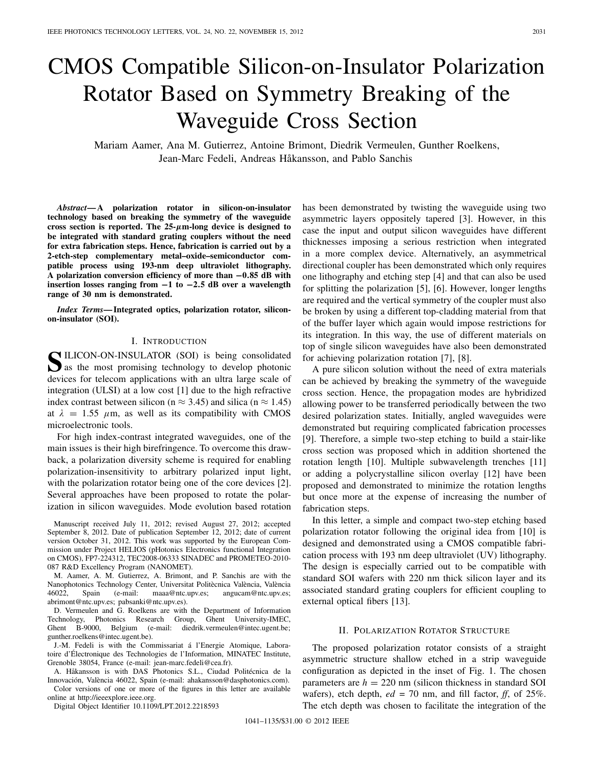# CMOS Compatible Silicon-on-Insulator Polarization Rotator Based on Symmetry Breaking of the Waveguide Cross Section

Mariam Aamer, Ana M. Gutierrez, Antoine Brimont, Diedrik Vermeulen, Gunther Roelkens, Jean-Marc Fedeli, Andreas Håkansson, and Pablo Sanchis

***Abstract*— A polarization rotator in silicon-on-insulator technology based on breaking the symmetry of the waveguide cross section is reported. The 25-$\mu$m-long device is designed to be integrated with standard grating couplers without the need for extra fabrication steps. Hence, fabrication is carried out by a 2-etch-step complementary metal–oxide–semiconductor compatible process using 193-nm deep ultraviolet lithography. A polarization conversion efficiency of more than −0.85 dB with insertion losses ranging from −1 to −2.5 dB over a wavelength range of 30 nm is demonstrated.**

***Index Terms*— Integrated optics, polarization rotator, silicon-on-insulator (SOI).**

## I. Introduction

SILICON-ON-INSULATOR (SOI) is being consolidated as the most promising technology to develop photonic devices for telecom applications with an ultra large scale of integration (ULSI) at a low cost [1] due to the high refractive index contrast between silicon (n ≈ 3.45) and silica (n ≈ 1.45) at $\lambda = 1.55$ $\mu$m, as well as its compatibility with CMOS microelectronic tools.

For high index-contrast integrated waveguides, one of the main issues is their high birefringence. To overcome this drawback, a polarization diversity scheme is required for enabling polarization-insensitivity to arbitrary polarized input light, with the polarization rotator being one of the core devices [2]. Several approaches have been proposed to rotate the polarization in silicon waveguides. Mode evolution based rotation has been demonstrated by twisting the waveguide using two asymmetric layers oppositely tapered [3]. However, in this case the input and output silicon waveguides have different thicknesses imposing a serious restriction when integrated in a more complex device. Alternatively, an asymmetrical directional coupler has been demonstrated which only requires one lithography and etching step [4] and that can also be used for splitting the polarization [5], [6]. However, longer lengths are required and the vertical symmetry of the coupler must also be broken by using a different top-cladding material from that of the buffer layer which again would impose restrictions for its integration. In this way, the use of different materials on top of single silicon waveguides have also been demonstrated for achieving polarization rotation [7], [8].

A pure silicon solution without the need of extra materials can be achieved by breaking the symmetry of the waveguide cross section. Hence, the propagation modes are hybridized allowing power to be transferred periodically between the two desired polarization states. Initially, angled waveguides were demonstrated but requiring complicated fabrication processes [9]. Therefore, a simple two-step etching to build a stair-like cross section was proposed which in addition shortened the rotation length [10]. Multiple subwavelength trenches [11] or adding a polycrystalline silicon overlay [12] have been proposed and demonstrated to minimize the rotation lengths but once more at the expense of increasing the number of fabrication steps.

In this letter, a simple and compact two-step etching based polarization rotator following the original idea from [10] is designed and demonstrated using a CMOS compatible fabrication process with 193 nm deep ultraviolet (UV) lithography. The design is especially carried out to be compatible with standard SOI wafers with 220 nm thick silicon layer and its associated standard grating couplers for efficient coupling to external optical fibers [13].

## II. Polarization Rotator Structure

The proposed polarization rotator consists of a straight asymmetric structure shallow etched in a strip waveguide configuration as depicted in the inset of Fig. 1. The chosen parameters are $h$ = 220 nm (silicon thickness in standard SOI wafers), etch depth, $ed$ = 70 nm, and fill factor, $ff$, of 25%. The etch depth was chosen to facilitate the integration of the

Manuscript received July 11, 2012; revised August 27, 2012; accepted September 8, 2012. Date of publication September 12, 2012; date of current version October 31, 2012. This work was supported by the European Commission under Project HELIOS (pHotonics Electronics functional Integration on CMOS), FP7-224312, TEC2008-06333 SINADEC and PROMETEO-2010-087 R&D Excellency Program (NANOMET).

M. Aamer, A. M. Gutierrez, A. Brimont, and P. Sanchis are with the Nanophotonics Technology Center, Universitat Politècnica València, València 46022, Spain (e-mail: maaa@ntc.upv.es; angucam@ntc.upv.es; abrimont@ntc.upv.es; pabsanki@ntc.upv.es).

D. Vermeulen and G. Roelkens are with the Department of Information Technology, Photonics Research Group, Ghent University-IMEC, Ghent B-9000, Belgium (e-mail: diedrik.vermeulen@intec.ugent.be; gunther.roelkens@intec.ugent.be).

J.-M. Fedeli is with the Commissariat á l'Energie Atomique, Laboratoire d'Électronique des Technologies de l'Information, MINATEC Institute, Grenoble 38054, France (e-mail: jean-marc.fedeli@cea.fr).

A. Håkansson is with DAS Photonics S.L., Ciudad Politécnica de la Innovación, València 46022, Spain (e-mail: ahakansson@dasphotonics.com).

Color versions of one or more of the figures in this letter are available online at http://ieeexplore.ieee.org.

Digital Object Identifier 10.1109/LPT.2012.2218593

1041–1135/$31.00 © 2012 IEEE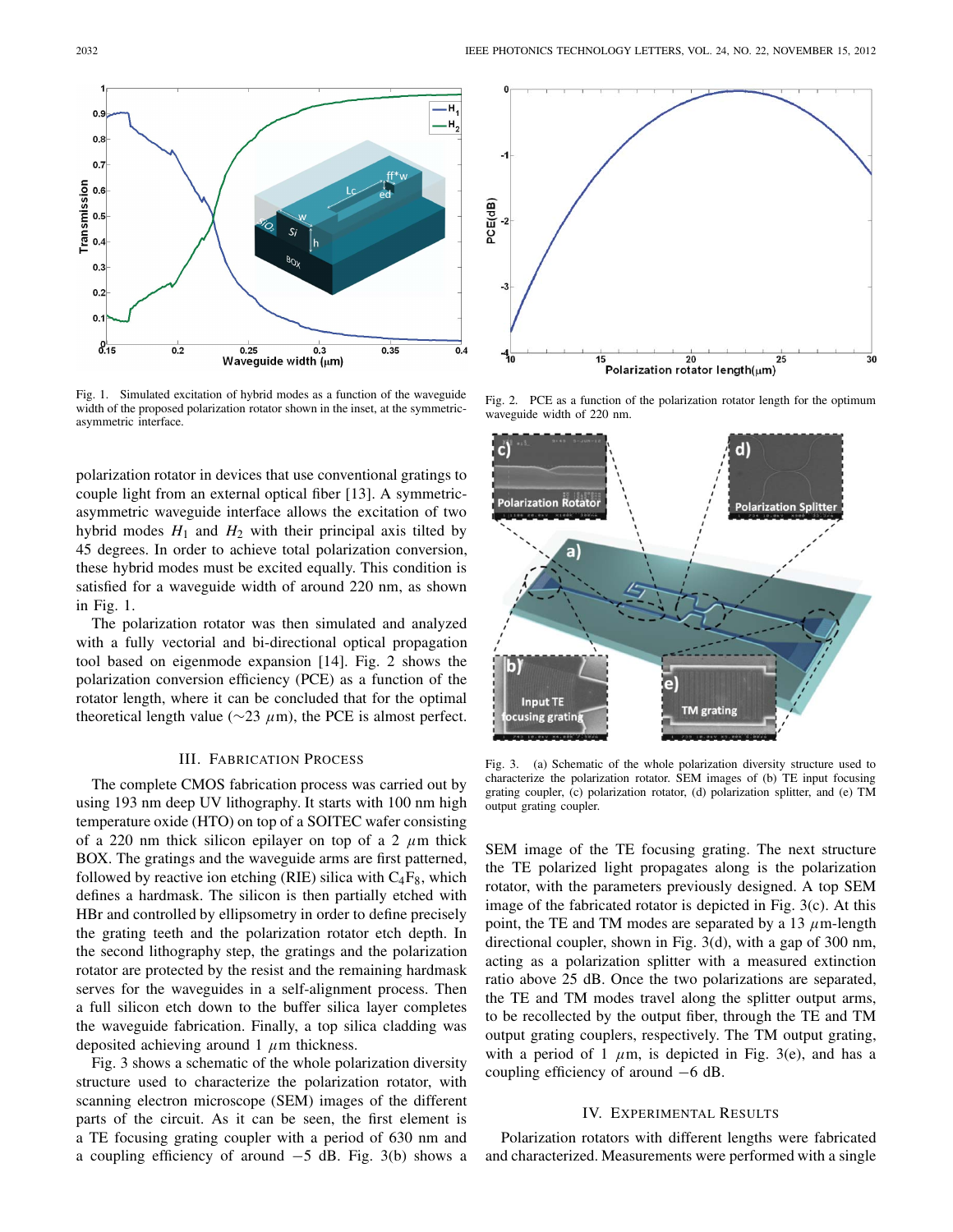Transmission

Waveguide width (μm)

0.15 0.2 0.25 0.3 0.35 0.4

0 0.1 0.2 0.3 0.4 0.5 0.6 0.7 0.8 0.9 1

$H_1$

$H_2$

SiO₂ Si BOX w h Lc ed ff*w

Fig. 1. Simulated excitation of hybrid modes as a function of the waveguide width of the proposed polarization rotator shown in the inset, at the symmetric-asymmetric interface.

PCE(dB)

Polarization rotator length(μm)

10 15 20 25 30

0 -1 -2 -3 -4

Fig. 2. PCE as a function of the polarization rotator length for the optimum waveguide width of 220 nm.

polarization rotator in devices that use conventional gratings to couple light from an external optical fiber [13]. A symmetric-asymmetric waveguide interface allows the excitation of two hybrid modes $H_1$ and $H_2$ with their principal axis tilted by 45 degrees. In order to achieve total polarization conversion, these hybrid modes must be excited equally. This condition is satisfied for a waveguide width of around 220 nm, as shown in Fig. 1.

The polarization rotator was then simulated and analyzed with a fully vectorial and bi-directional optical propagation tool based on eigenmode expansion [14]. Fig. 2 shows the polarization conversion efficiency (PCE) as a function of the rotator length, where it can be concluded that for the optimal theoretical length value (~23 $\mu$m), the PCE is almost perfect.

## III. Fabrication Process

The complete CMOS fabrication process was carried out by using 193 nm deep UV lithography. It starts with 100 nm high temperature oxide (HTO) on top of a SOITEC wafer consisting of a 220 nm thick silicon epilayer on top of a 2 $\mu$m thick BOX. The gratings and the waveguide arms are first patterned, followed by reactive ion etching (RIE) silica with $C_4F_8$, which defines a hardmask. The silicon is then partially etched with HBr and controlled by ellipsometry in order to define precisely the grating teeth and the polarization rotator etch depth. In the second lithography step, the gratings and the polarization rotator are protected by the resist and the remaining hardmask serves for the waveguides in a self-alignment process. Then a full silicon etch down to the buffer silica layer completes the waveguide fabrication. Finally, a top silica cladding was deposited achieving around 1 $\mu$m thickness.

Fig. 3 shows a schematic of the whole polarization diversity structure used to characterize the polarization rotator, with scanning electron microscope (SEM) images of the different parts of the circuit. As it can be seen, the first element is a TE focusing grating coupler with a period of 630 nm and a coupling efficiency of around −5 dB. Fig. 3(b) shows a SEM image of the TE focusing grating. The next structure the TE polarized light propagates along is the polarization rotator, with the parameters previously designed. A top SEM image of the fabricated rotator is depicted in Fig. 3(c). At this point, the TE and TM modes are separated by a 13 $\mu$m-length directional coupler, shown in Fig. 3(d), with a gap of 300 nm, acting as a polarization splitter with a measured extinction ratio above 25 dB. Once the two polarizations are separated, the TE and TM modes travel along the splitter output arms, to be recollected by the output fiber, through the TE and TM output grating couplers, respectively. The TM output grating, with a period of 1 $\mu$m, is depicted in Fig. 3(e), and has a coupling efficiency of around −6 dB.

c) Polarization Rotator

d) Polarization Splitter

a)

b) Input TE focusing grating

e) TM grating

Fig. 3. (a) Schematic of the whole polarization diversity structure used to characterize the polarization rotator. SEM images of (b) TE input focusing grating coupler, (c) polarization rotator, (d) polarization splitter, and (e) TM output grating coupler.

## IV. Experimental Results

Polarization rotators with different lengths were fabricated and characterized. Measurements were performed with a single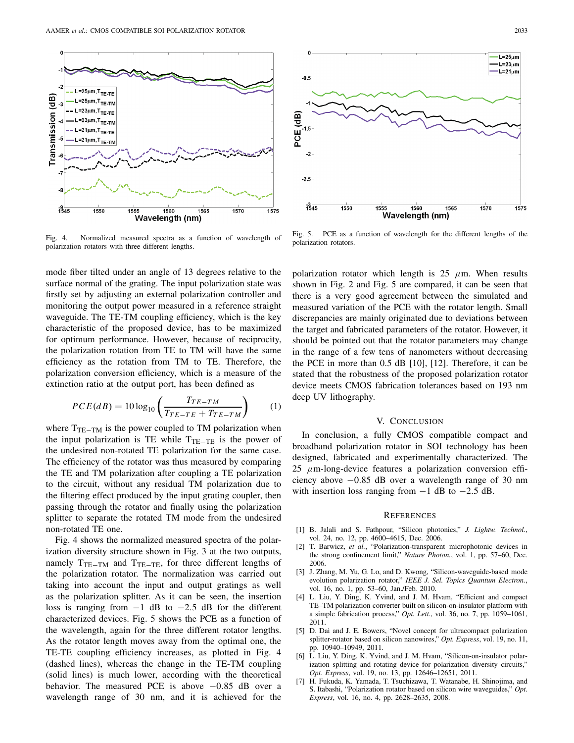Transmission (dB)

0, -1, -2, -3, -4, -5, -6, -7, -8, -9

1545, 1550, 1555, 1560, 1565, 1570, 1575

Wavelength (nm)

L=25μm,T_TE-TE
L=25μm,T_TE-TM
L=23μm,T_TE-TE
L=23μm,T_TE-TM
L=21μm,T_TE-TE
L=21μm,T_TE-TM

Fig. 4. Normalized measured spectra as a function of wavelength of polarization rotators with three different lengths.

PCE (dB)

0, -0.5, -1, -1.5, -2, -2.5, -3

1545, 1550, 1555, 1560, 1565, 1570, 1575

Wavelength (nm)

L=25μm
L=23μm
L=21μm

Fig. 5. PCE as a function of wavelength for the different lengths of the polarization rotators.

mode fiber tilted under an angle of 13 degrees relative to the surface normal of the grating. The input polarization state was firstly set by adjusting an external polarization controller and monitoring the output power measured in a reference straight waveguide. The TE-TM coupling efficiency, which is the key characteristic of the proposed device, has to be maximized for optimum performance. However, because of reciprocity, the polarization rotation from TE to TM will have the same efficiency as the rotation from TM to TE. Therefore, the polarization conversion efficiency, which is a measure of the extinction ratio at the output port, has been defined as

$$PCE(dB) = 10\log_{10}\left(\frac{T_{TE-TM}}{T_{TE-TE} + T_{TE-TM}}\right) \quad (1)$$

where $T_{TE-TM}$ is the power coupled to TM polarization when the input polarization is TE while $T_{TE-TE}$ is the power of the undesired non-rotated TE polarization for the same case. The efficiency of the rotator was thus measured by comparing the TE and TM polarization after coupling a TE polarization to the circuit, without any residual TM polarization due to the filtering effect produced by the input grating coupler, then passing through the rotator and finally using the polarization splitter to separate the rotated TM mode from the undesired non-rotated TE one.

Fig. 4 shows the normalized measured spectra of the polarization diversity structure shown in Fig. 3 at the two outputs, namely $T_{TE-TM}$ and $T_{TE-TE}$, for three different lengths of the polarization rotator. The normalization was carried out taking into account the input and output gratings as well as the polarization splitter. As it can be seen, the insertion loss is ranging from −1 dB to −2.5 dB for the different characterized devices. Fig. 5 shows the PCE as a function of the wavelength, again for the three different rotator lengths. As the rotator length moves away from the optimal one, the TE-TE coupling efficiency increases, as plotted in Fig. 4 (dashed lines), whereas the change in the TE-TM coupling (solid lines) is much lower, according with the theoretical behavior. The measured PCE is above −0.85 dB over a wavelength range of 30 nm, and it is achieved for the polarization rotator which length is 25 μm. When results shown in Fig. 2 and Fig. 5 are compared, it can be seen that there is a very good agreement between the simulated and measured variation of the PCE with the rotator length. Small discrepancies are mainly originated due to deviations between the target and fabricated parameters of the rotator. However, it should be pointed out that the rotator parameters may change in the range of a few tens of nanometers without decreasing the PCE in more than 0.5 dB [10], [12]. Therefore, it can be stated that the robustness of the proposed polarization rotator device meets CMOS fabrication tolerances based on 193 nm deep UV lithography.

## V. Conclusion

In conclusion, a fully CMOS compatible compact and broadband polarization rotator in SOI technology has been designed, fabricated and experimentally characterized. The 25 μm-long-device features a polarization conversion efficiency above −0.85 dB over a wavelength range of 30 nm with insertion loss ranging from −1 dB to −2.5 dB.

## References

[1] B. Jalali and S. Fathpour, "Silicon photonics," *J. Lightw. Technol.*, vol. 24, no. 12, pp. 4600–4615, Dec. 2006.

[2] T. Barwicz, *et al.*, "Polarization-transparent microphotonic devices in the strong confinement limit," *Nature Photon.*, vol. 1, pp. 57–60, Dec. 2006.

[3] J. Zhang, M. Yu, G. Lo, and D. Kwong, "Silicon-waveguide-based mode evolution polarization rotator," *IEEE J. Sel. Topics Quantum Electron.*, vol. 16, no. 1, pp. 53–60, Jan./Feb. 2010.

[4] L. Liu, Y. Ding, K. Yvind, and J. M. Hvam, "Efficient and compact TE–TM polarization converter built on silicon-on-insulator platform with a simple fabrication process," *Opt. Lett.*, vol. 36, no. 7, pp. 1059–1061, 2011.

[5] D. Dai and J. E. Bowers, "Novel concept for ultracompact polarization splitter-rotator based on silicon nanowires," *Opt. Express*, vol. 19, no. 11, pp. 10940–10949, 2011.

[6] L. Liu, Y. Ding, K. Yvind, and J. M. Hvam, "Silicon-on-insulator polarization splitting and rotating device for polarization diversity circuits," *Opt. Express*, vol. 19, no. 13, pp. 12646–12651, 2011.

[7] H. Fukuda, K. Yamada, T. Tsuchizawa, H. Shinojima, and S. Itabashi, "Polarization rotator based on silicon wire waveguides," *Opt. Express*, vol. 16, no. 4, pp. 2628–2635, 2008.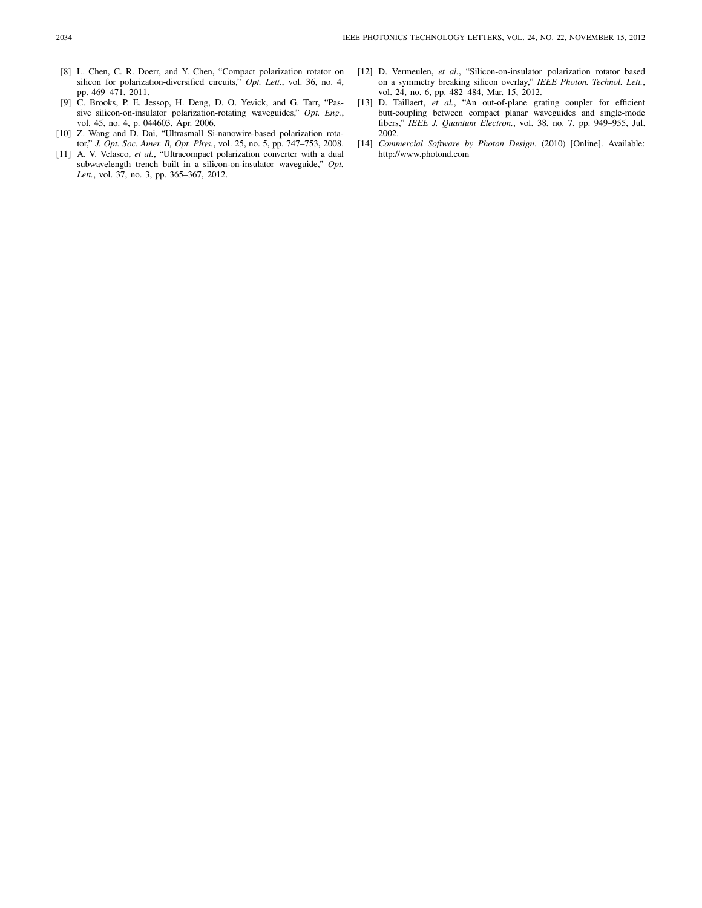[8] L. Chen, C. R. Doerr, and Y. Chen, "Compact polarization rotator on silicon for polarization-diversified circuits," *Opt. Lett.*, vol. 36, no. 4, pp. 469–471, 2011.

[9] C. Brooks, P. E. Jessop, H. Deng, D. O. Yevick, and G. Tarr, "Passive silicon-on-insulator polarization-rotating waveguides," *Opt. Eng.*, vol. 45, no. 4, p. 044603, Apr. 2006.

[10] Z. Wang and D. Dai, "Ultrasmall Si-nanowire-based polarization rotator," *J. Opt. Soc. Amer. B, Opt. Phys.*, vol. 25, no. 5, pp. 747–753, 2008.

[11] A. V. Velasco, *et al.*, "Ultracompact polarization converter with a dual subwavelength trench built in a silicon-on-insulator waveguide," *Opt. Lett.*, vol. 37, no. 3, pp. 365–367, 2012.

[12] D. Vermeulen, *et al.*, "Silicon-on-insulator polarization rotator based on a symmetry breaking silicon overlay," *IEEE Photon. Technol. Lett.*, vol. 24, no. 6, pp. 482–484, Mar. 15, 2012.

[13] D. Taillaert, *et al.*, "An out-of-plane grating coupler for efficient butt-coupling between compact planar waveguides and single-mode fibers," *IEEE J. Quantum Electron.*, vol. 38, no. 7, pp. 949–955, Jul. 2002.

[14] *Commercial Software by Photon Design*. (2010) [Online]. Available: http://www.photond.com